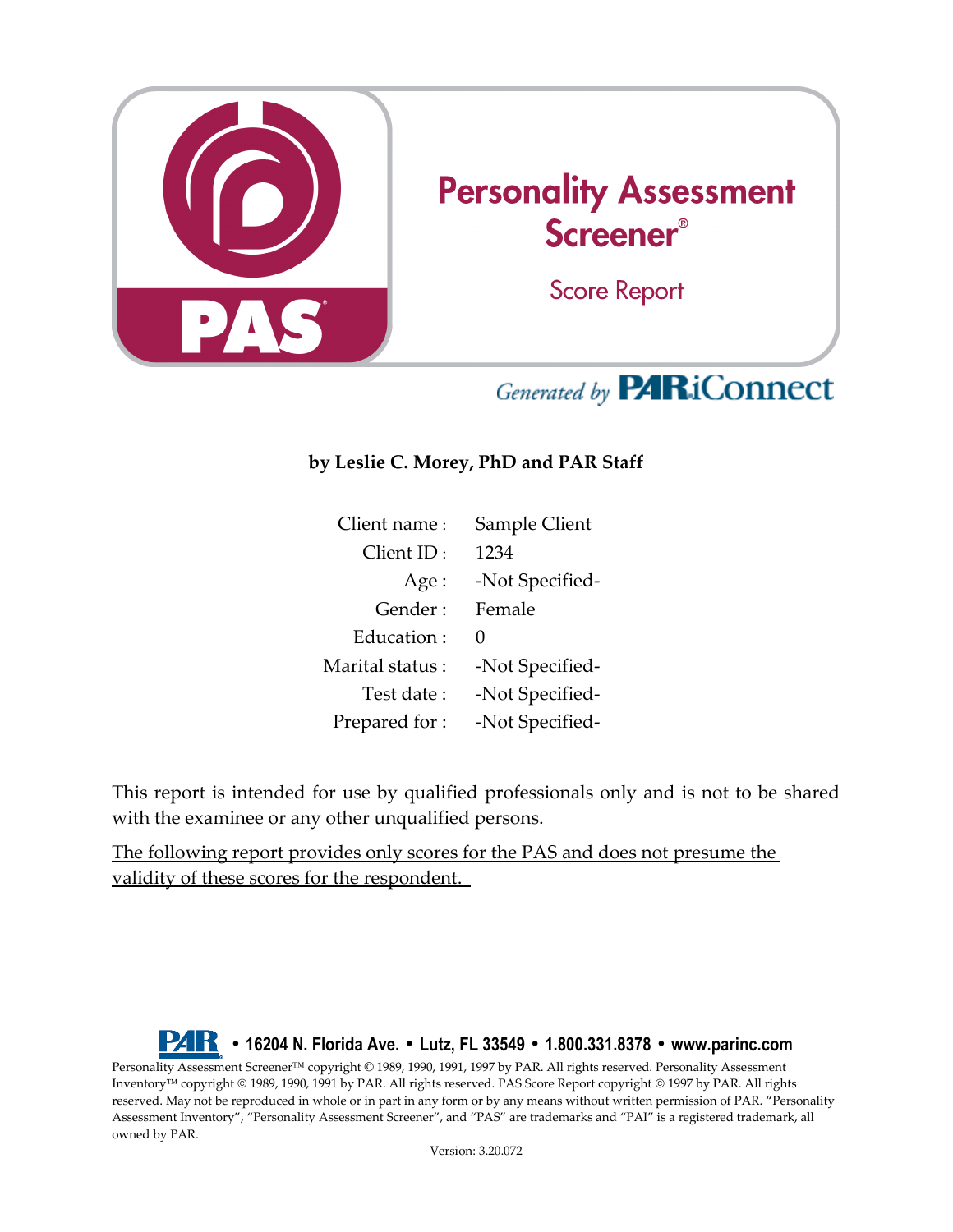# Personality Assessment Screener®

## Score Report

*Generated by* PAR iConnect

**by Leslie C. Morey, PhD and PAR Staff**

| | |
|---|---|
| Client name : | Sample Client |
| Client ID : | 1234 |
| Age : | -Not Specified- |
| Gender : | Female |
| Education : | 0 |
| Marital status : | -Not Specified- |
| Test date : | -Not Specified- |
| Prepared for : | -Not Specified- |

This report is intended for use by qualified professionals only and is not to be shared with the examinee or any other unqualified persons.

<u>The following report provides only scores for the PAS and does not presume the validity of these scores for the respondent.</u>

**PAR • 16204 N. Florida Ave. • Lutz, FL 33549 • 1.800.331.8378 • www.parinc.com**

Personality Assessment Screener™ copyright © 1989, 1990, 1991, 1997 by PAR. All rights reserved. Personality Assessment Inventory™ copyright © 1989, 1990, 1991 by PAR. All rights reserved. PAS Score Report copyright © 1997 by PAR. All rights reserved. May not be reproduced in whole or in part in any form or by any means without written permission of PAR. "Personality Assessment Inventory", "Personality Assessment Screener", and "PAS" are trademarks and "PAI" is a registered trademark, all owned by PAR.

Version: 3.20.072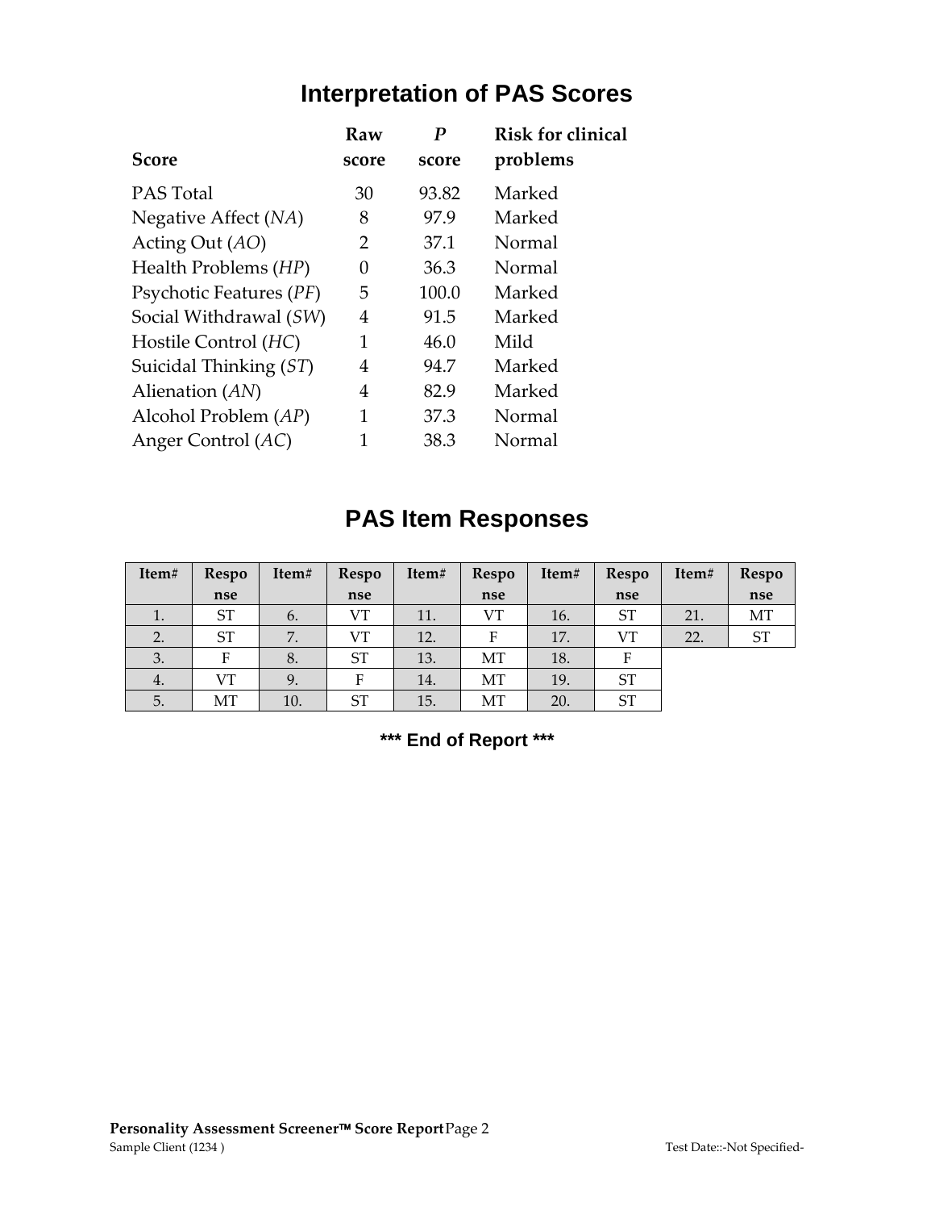## Interpretation of PAS Scores

| Score | Raw score | *P* score | Risk for clinical problems |
|---|---|---|---|
| PAS Total | 30 | 93.82 | Marked |
| Negative Affect (*NA*) | 8 | 97.9 | Marked |
| Acting Out (*AO*) | 2 | 37.1 | Normal |
| Health Problems (*HP*) | 0 | 36.3 | Normal |
| Psychotic Features (*PF*) | 5 | 100.0 | Marked |
| Social Withdrawal (*SW*) | 4 | 91.5 | Marked |
| Hostile Control (*HC*) | 1 | 46.0 | Mild |
| Suicidal Thinking (*ST*) | 4 | 94.7 | Marked |
| Alienation (*AN*) | 4 | 82.9 | Marked |
| Alcohol Problem (*AP*) | 1 | 37.3 | Normal |
| Anger Control (*AC*) | 1 | 38.3 | Normal |

## PAS Item Responses

| Item# | Response | Item# | Response | Item# | Response | Item# | Response | Item# | Response |
|---|---|---|---|---|---|---|---|---|---|
| 1. | ST | 6. | VT | 11. | VT | 16. | ST | 21. | MT |
| 2. | ST | 7. | VT | 12. | F | 17. | VT | 22. | ST |
| 3. | F | 8. | ST | 13. | MT | 18. | F | | |
| 4. | VT | 9. | F | 14. | MT | 19. | ST | | |
| 5. | MT | 10. | ST | 15. | MT | 20. | ST | | |

**\*\*\* End of Report \*\*\***